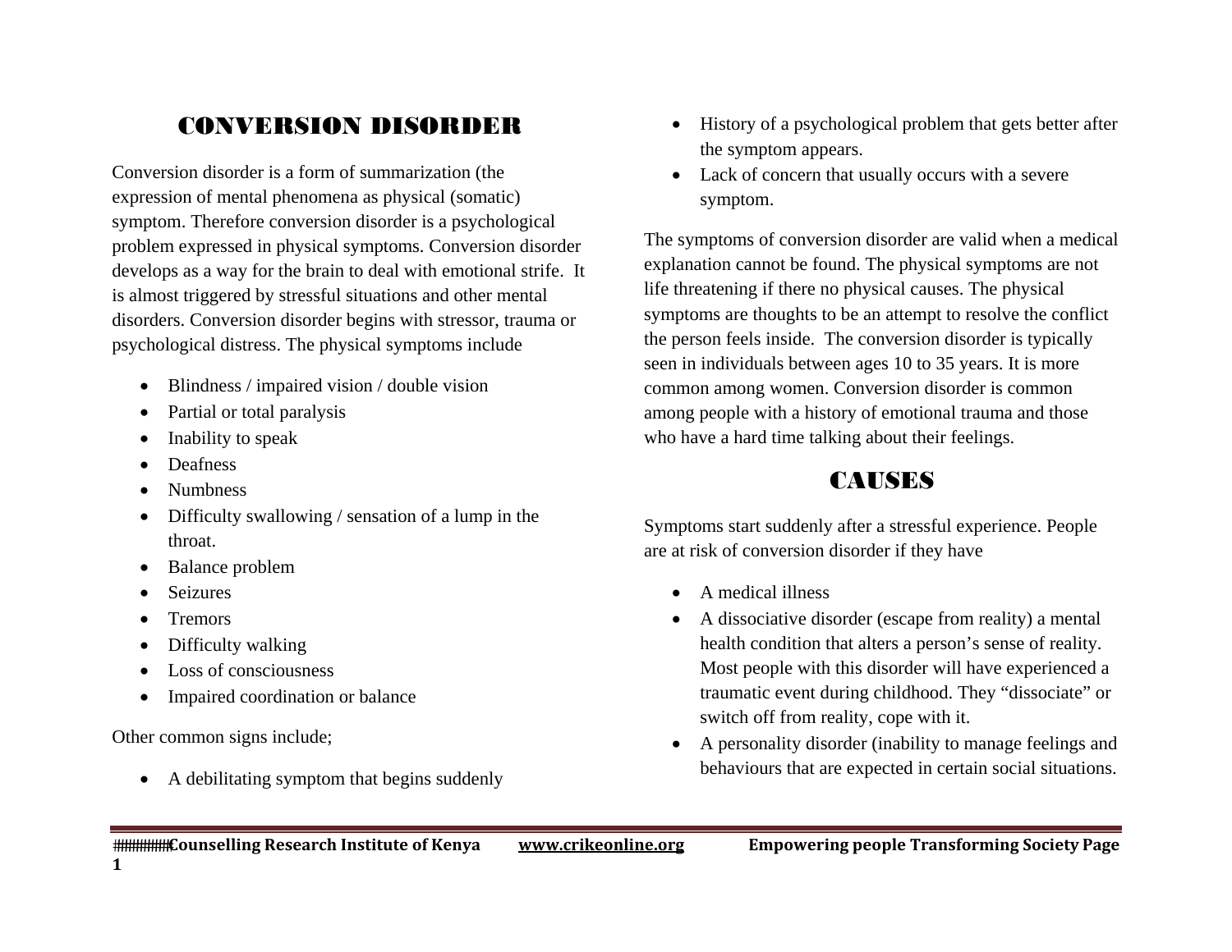# CONVERSION DISORDER

Conversion disorder is a form of summarization (the expression of mental phenomena as physical (somatic) symptom. Therefore conversion disorder is a psychological problem expressed in physical symptoms. Conversion disorder develops as a way for the brain to deal with emotional strife. It is almost triggered by stressful situations and other mental disorders. Conversion disorder begins with stressor, trauma or psychological distress. The physical symptoms include

- Blindness / impaired vision / double vision
- Partial or total paralysis
- Inability to speak
- Deafness
- Numbness
- Difficulty swallowing / sensation of a lump in the throat.
- Balance problem
- Seizures
- Tremors
- Difficulty walking
- Loss of consciousness
- Impaired coordination or balance

Other common signs include;

- A debilitating symptom that begins suddenly
- History of a psychological problem that gets better after the symptom appears.
- Lack of concern that usually occurs with a severe symptom.

The symptoms of conversion disorder are valid when a medical explanation cannot be found. The physical symptoms are not life threatening if there no physical causes. The physical symptoms are thoughts to be an attempt to resolve the conflict the person feels inside. The conversion disorder is typically seen in individuals between ages 10 to 35 years. It is more common among women. Conversion disorder is common among people with a history of emotional trauma and those who have a hard time talking about their feelings.

# CAUSES

Symptoms start suddenly after a stressful experience. People are at risk of conversion disorder if they have

- A medical illness
- A dissociative disorder (escape from reality) a mental health condition that alters a person's sense of reality. Most people with this disorder will have experienced a traumatic event during childhood. They "dissociate" or switch off from reality, cope with it.
- A personality disorder (inability to manage feelings and behaviours that are expected in certain social situations.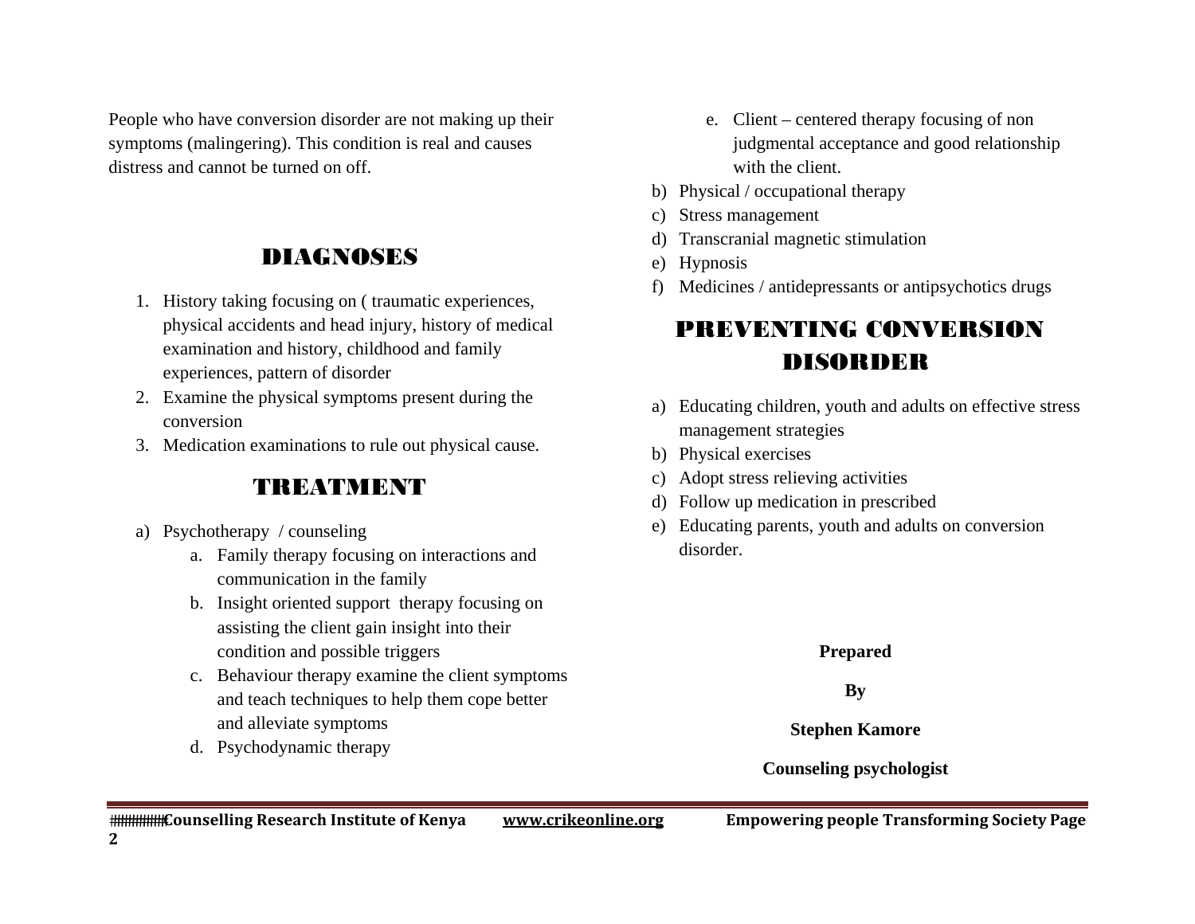People who have conversion disorder are not making up their symptoms (malingering). This condition is real and causes distress and cannot be turned on off.

## DIAGNOSES

1. History taking focusing on ( traumatic experiences, physical accidents and head injury, history of medical examination and history, childhood and family experiences, pattern of disorder
2. Examine the physical symptoms present during the conversion
3. Medication examinations to rule out physical cause.

## TREATMENT

a) Psychotherapy / counseling
    a. Family therapy focusing on interactions and communication in the family
    b. Insight oriented support therapy focusing on assisting the client gain insight into their condition and possible triggers
    c. Behaviour therapy examine the client symptoms and teach techniques to help them cope better and alleviate symptoms
    d. Psychodynamic therapy
    e. Client – centered therapy focusing of non judgmental acceptance and good relationship with the client.

b) Physical / occupational therapy
c) Stress management
d) Transcranial magnetic stimulation
e) Hypnosis
f) Medicines / antidepressants or antipsychotics drugs

## PREVENTING CONVERSION DISORDER

a) Educating children, youth and adults on effective stress management strategies
b) Physical exercises
c) Adopt stress relieving activities
d) Follow up medication in prescribed
e) Educating parents, youth and adults on conversion disorder.

**Prepared**

**By**

**Stephen Kamore**

**Counseling psychologist**